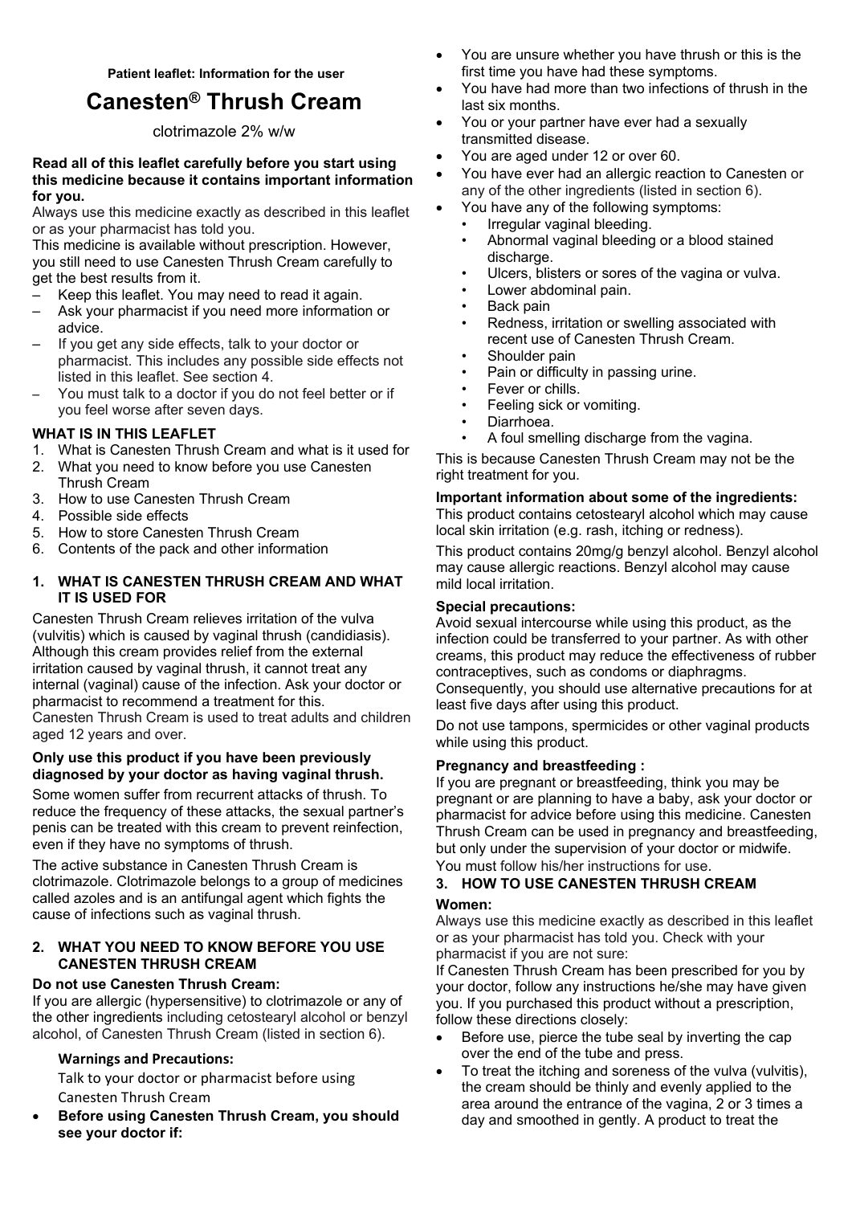**Patient leaflet: Information for the user**

# Canesten® Thrush Cream

clotrimazole 2% w/w

**Read all of this leaflet carefully before you start using this medicine because it contains important information for you.**

Always use this medicine exactly as described in this leaflet or as your pharmacist has told you.

This medicine is available without prescription. However, you still need to use Canesten Thrush Cream carefully to get the best results from it.

- Keep this leaflet. You may need to read it again.
- Ask your pharmacist if you need more information or advice.
- If you get any side effects, talk to your doctor or pharmacist. This includes any possible side effects not listed in this leaflet. See section 4.
- You must talk to a doctor if you do not feel better or if you feel worse after seven days.

**WHAT IS IN THIS LEAFLET**

1. What is Canesten Thrush Cream and what is it used for
2. What you need to know before you use Canesten Thrush Cream
3. How to use Canesten Thrush Cream
4. Possible side effects
5. How to store Canesten Thrush Cream
6. Contents of the pack and other information

## 1. WHAT IS CANESTEN THRUSH CREAM AND WHAT IT IS USED FOR

Canesten Thrush Cream relieves irritation of the vulva (vulvitis) which is caused by vaginal thrush (candidiasis). Although this cream provides relief from the external irritation caused by vaginal thrush, it cannot treat any internal (vaginal) cause of the infection. Ask your doctor or pharmacist to recommend a treatment for this.

Canesten Thrush Cream is used to treat adults and children aged 12 years and over.

**Only use this product if you have been previously diagnosed by your doctor as having vaginal thrush.**

Some women suffer from recurrent attacks of thrush. To reduce the frequency of these attacks, the sexual partner's penis can be treated with this cream to prevent reinfection, even if they have no symptoms of thrush.

The active substance in Canesten Thrush Cream is clotrimazole. Clotrimazole belongs to a group of medicines called azoles and is an antifungal agent which fights the cause of infections such as vaginal thrush.

## 2. WHAT YOU NEED TO KNOW BEFORE YOU USE CANESTEN THRUSH CREAM

**Do not use Canesten Thrush Cream:**

If you are allergic (hypersensitive) to clotrimazole or any of the other ingredients including cetostearyl alcohol or benzyl alcohol, of Canesten Thrush Cream (listed in section 6).

**Warnings and Precautions:**

Talk to your doctor or pharmacist before using Canesten Thrush Cream

- **Before using Canesten Thrush Cream, you should see your doctor if:**
- You are unsure whether you have thrush or this is the first time you have had these symptoms.
- You have had more than two infections of thrush in the last six months.
- You or your partner have ever had a sexually transmitted disease.
- You are aged under 12 or over 60.
- You have ever had an allergic reaction to Canesten or any of the other ingredients (listed in section 6).
- You have any of the following symptoms:
  - Irregular vaginal bleeding.
  - Abnormal vaginal bleeding or a blood stained discharge.
  - Ulcers, blisters or sores of the vagina or vulva.
  - Lower abdominal pain.
  - Back pain
  - Redness, irritation or swelling associated with recent use of Canesten Thrush Cream.
  - Shoulder pain
  - Pain or difficulty in passing urine.
  - Fever or chills.
  - Feeling sick or vomiting.
  - Diarrhoea.
  - A foul smelling discharge from the vagina.

This is because Canesten Thrush Cream may not be the right treatment for you.

**Important information about some of the ingredients:**

This product contains cetostearyl alcohol which may cause local skin irritation (e.g. rash, itching or redness).

This product contains 20mg/g benzyl alcohol. Benzyl alcohol may cause allergic reactions. Benzyl alcohol may cause mild local irritation.

**Special precautions:**

Avoid sexual intercourse while using this product, as the infection could be transferred to your partner. As with other creams, this product may reduce the effectiveness of rubber contraceptives, such as condoms or diaphragms. Consequently, you should use alternative precautions for at least five days after using this product.

Do not use tampons, spermicides or other vaginal products while using this product.

**Pregnancy and breastfeeding :**

If you are pregnant or breastfeeding, think you may be pregnant or are planning to have a baby, ask your doctor or pharmacist for advice before using this medicine. Canesten Thrush Cream can be used in pregnancy and breastfeeding, but only under the supervision of your doctor or midwife. You must follow his/her instructions for use.

## 3. HOW TO USE CANESTEN THRUSH CREAM

**Women:**

Always use this medicine exactly as described in this leaflet or as your pharmacist has told you. Check with your pharmacist if you are not sure:

If Canesten Thrush Cream has been prescribed for you by your doctor, follow any instructions he/she may have given you. If you purchased this product without a prescription, follow these directions closely:

- Before use, pierce the tube seal by inverting the cap over the end of the tube and press.
- To treat the itching and soreness of the vulva (vulvitis), the cream should be thinly and evenly applied to the area around the entrance of the vagina, 2 or 3 times a day and smoothed in gently. A product to treat the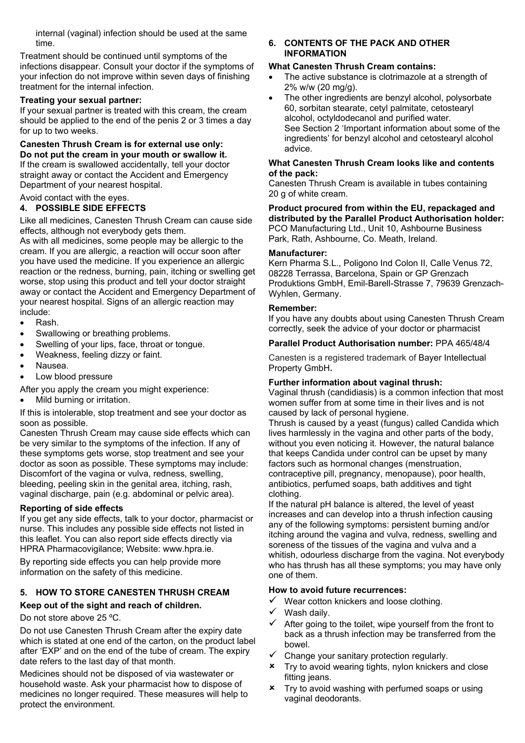internal (vaginal) infection should be used at the same time.

Treatment should be continued until symptoms of the infections disappear. Consult your doctor if the symptoms of your infection do not improve within seven days of finishing treatment for the internal infection.

**Treating your sexual partner:**

If your sexual partner is treated with this cream, the cream should be applied to the end of the penis 2 or 3 times a day for up to two weeks.

**Canesten Thrush Cream is for external use only: Do not put the cream in your mouth or swallow it.**

If the cream is swallowed accidentally, tell your doctor straight away or contact the Accident and Emergency Department of your nearest hospital.

Avoid contact with the eyes.

## 4. POSSIBLE SIDE EFFECTS

Like all medicines, Canesten Thrush Cream can cause side effects, although not everybody gets them.

As with all medicines, some people may be allergic to the cream. If you are allergic, a reaction will occur soon after you have used the medicine. If you experience an allergic reaction or the redness, burning, pain, itching or swelling get worse, stop using this product and tell your doctor straight away or contact the Accident and Emergency Department of your nearest hospital. Signs of an allergic reaction may include:

- Rash.
- Swallowing or breathing problems.
- Swelling of your lips, face, throat or tongue.
- Weakness, feeling dizzy or faint.
- Nausea.
- Low blood pressure

After you apply the cream you might experience:

- Mild burning or irritation.

If this is intolerable, stop treatment and see your doctor as soon as possible.

Canesten Thrush Cream may cause side effects which can be very similar to the symptoms of the infection. If any of these symptoms gets worse, stop treatment and see your doctor as soon as possible. These symptoms may include: Discomfort of the vagina or vulva, redness, swelling, bleeding, peeling skin in the genital area, itching, rash, vaginal discharge, pain (e.g. abdominal or pelvic area).

**Reporting of side effects**

If you get any side effects, talk to your doctor, pharmacist or nurse. This includes any possible side effects not listed in this leaflet. You can also report side effects directly via HPRA Pharmacovigilance; Website: www.hpra.ie.

By reporting side effects you can help provide more information on the safety of this medicine.

## 5. HOW TO STORE CANESTEN THRUSH CREAM

**Keep out of the sight and reach of children.**

Do not store above 25 ºC.

Do not use Canesten Thrush Cream after the expiry date which is stated at one end of the carton, on the product label after 'EXP' and on the end of the tube of cream. The expiry date refers to the last day of that month.

Medicines should not be disposed of via wastewater or household waste. Ask your pharmacist how to dispose of medicines no longer required. These measures will help to protect the environment.

## 6. CONTENTS OF THE PACK AND OTHER INFORMATION

**What Canesten Thrush Cream contains:**

- The active substance is clotrimazole at a strength of 2% w/w (20 mg/g).
- The other ingredients are benzyl alcohol, polysorbate 60, sorbitan stearate, cetyl palmitate, cetostearyl alcohol, octyldodecanol and purified water. See Section 2 'Important information about some of the ingredients' for benzyl alcohol and cetostearyl alcohol advice.

**What Canesten Thrush Cream looks like and contents of the pack:**

Canesten Thrush Cream is available in tubes containing 20 g of white cream.

**Product procured from within the EU, repackaged and distributed by the Parallel Product Authorisation holder:**
PCO Manufacturing Ltd., Unit 10, Ashbourne Business Park, Rath, Ashbourne, Co. Meath, Ireland.

**Manufacturer:**

Kern Pharma S.L., Poligono Ind Colon II, Calle Venus 72, 08228 Terrassa, Barcelona, Spain or GP Grenzach Produktions GmbH, Emil-Barell-Strasse 7, 79639 Grenzach-Wyhlen, Germany.

**Remember:**

If you have any doubts about using Canesten Thrush Cream correctly, seek the advice of your doctor or pharmacist

**Parallel Product Authorisation number:** PPA 465/48/4

Canesten is a registered trademark of Bayer Intellectual Property GmbH.

**Further information about vaginal thrush:**

Vaginal thrush (candidiasis) is a common infection that most women suffer from at some time in their lives and is not caused by lack of personal hygiene.

Thrush is caused by a yeast (fungus) called Candida which lives harmlessly in the vagina and other parts of the body, without you even noticing it. However, the natural balance that keeps Candida under control can be upset by many factors such as hormonal changes (menstruation, contraceptive pill, pregnancy, menopause), poor health, antibiotics, perfumed soaps, bath additives and tight clothing.

If the natural pH balance is altered, the level of yeast increases and can develop into a thrush infection causing any of the following symptoms: persistent burning and/or itching around the vagina and vulva, redness, swelling and soreness of the tissues of the vagina and vulva and a whitish, odourless discharge from the vagina. Not everybody who has thrush has all these symptoms; you may have only one of them.

**How to avoid future recurrences:**

- ✓ Wear cotton knickers and loose clothing.
- ✓ Wash daily.
- ✓ After going to the toilet, wipe yourself from the front to back as a thrush infection may be transferred from the bowel.
- ✓ Change your sanitary protection regularly.
- ✗ Try to avoid wearing tights, nylon knickers and close fitting jeans.
- ✗ Try to avoid washing with perfumed soaps or using vaginal deodorants.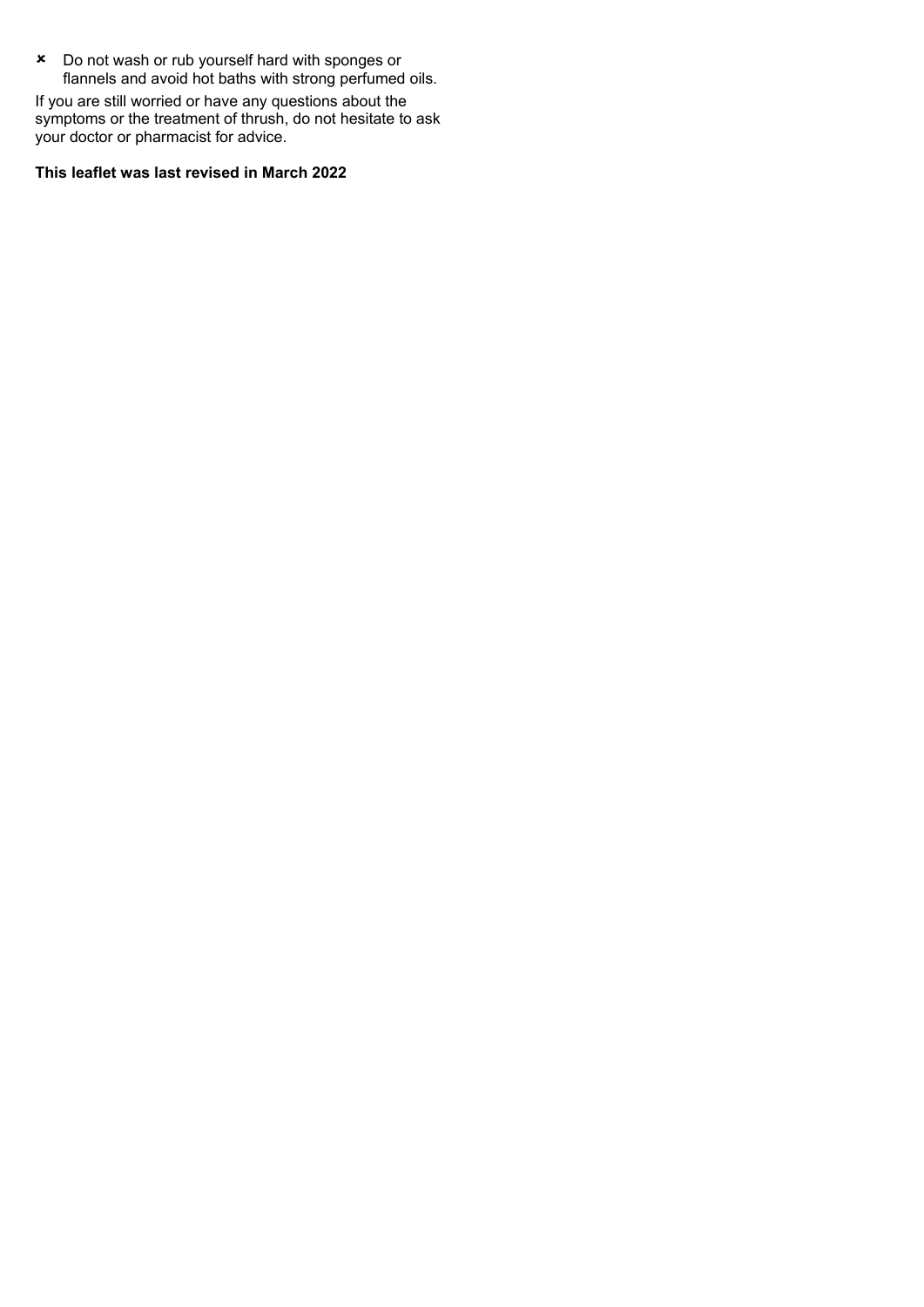- ✘ Do not wash or rub yourself hard with sponges or flannels and avoid hot baths with strong perfumed oils.

If you are still worried or have any questions about the symptoms or the treatment of thrush, do not hesitate to ask your doctor or pharmacist for advice.

**This leaflet was last revised in March 2022**